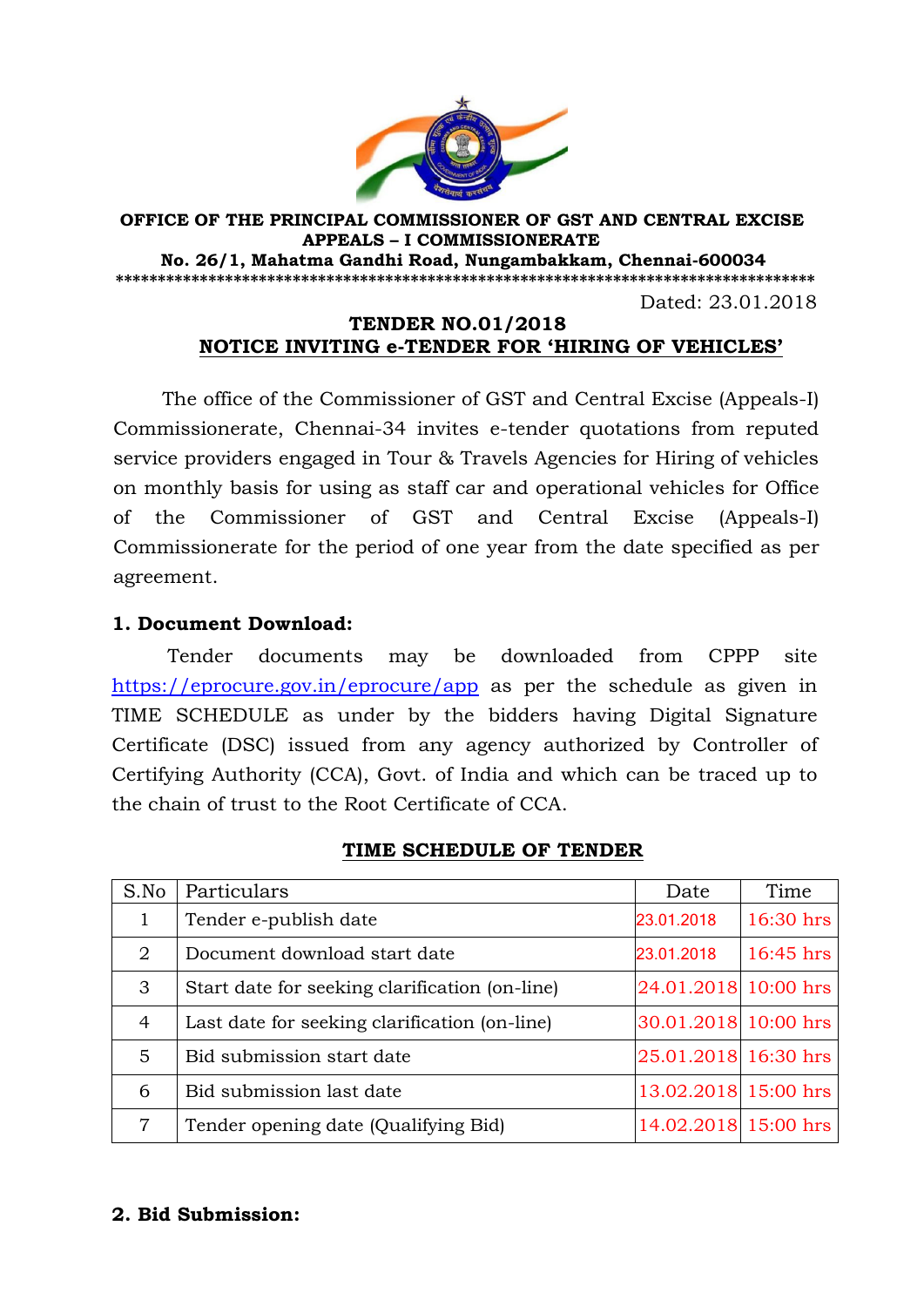**OFFICE OF THE PRINCIPAL COMMISSIONER OF GST AND CENTRAL EXCISE**
**APPEALS – I COMMISSIONERATE**
**No. 26/1, Mahatma Gandhi Road, Nungambakkam, Chennai-600034**

**************************************************************************************

Dated: 23.01.2018

## TENDER NO.01/2018
## NOTICE INVITING e-TENDER FOR 'HIRING OF VEHICLES'

The office of the Commissioner of GST and Central Excise (Appeals-I) Commissionerate, Chennai-34 invites e-tender quotations from reputed service providers engaged in Tour & Travels Agencies for Hiring of vehicles on monthly basis for using as staff car and operational vehicles for Office of the Commissioner of GST and Central Excise (Appeals-I) Commissionerate for the period of one year from the date specified as per agreement.

### 1. Document Download:

Tender documents may be downloaded from CPPP site https://eprocure.gov.in/eprocure/app as per the schedule as given in TIME SCHEDULE as under by the bidders having Digital Signature Certificate (DSC) issued from any agency authorized by Controller of Certifying Authority (CCA), Govt. of India and which can be traced up to the chain of trust to the Root Certificate of CCA.

**TIME SCHEDULE OF TENDER**

| S.No | Particulars | Date | Time |
|---|---|---|---|
| 1 | Tender e-publish date | 23.01.2018 | 16:30 hrs |
| 2 | Document download start date | 23.01.2018 | 16:45 hrs |
| 3 | Start date for seeking clarification (on-line) | 24.01.2018 | 10:00 hrs |
| 4 | Last date for seeking clarification (on-line) | 30.01.2018 | 10:00 hrs |
| 5 | Bid submission start date | 25.01.2018 | 16:30 hrs |
| 6 | Bid submission last date | 13.02.2018 | 15:00 hrs |
| 7 | Tender opening date (Qualifying Bid) | 14.02.2018 | 15:00 hrs |

### 2. Bid Submission: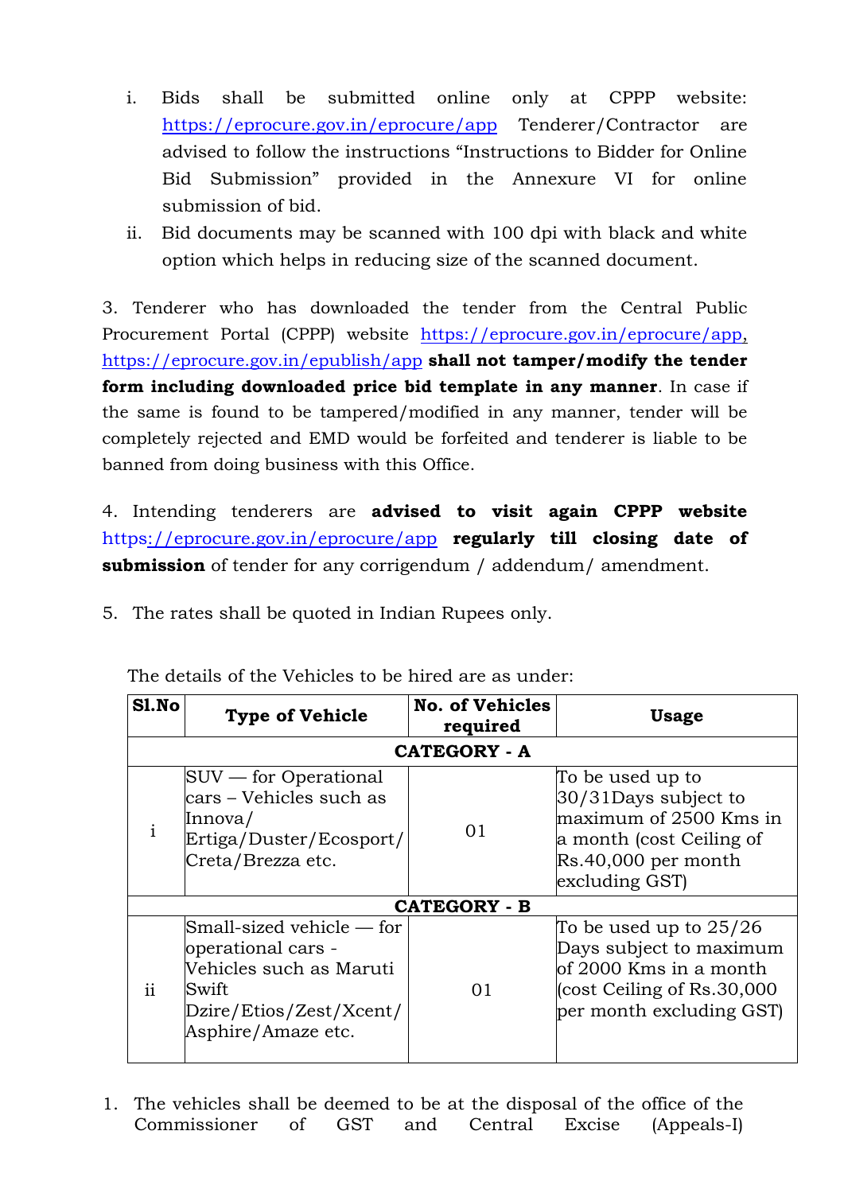i. Bids shall be submitted online only at CPPP website: https://eprocure.gov.in/eprocure/app Tenderer/Contractor are advised to follow the instructions "Instructions to Bidder for Online Bid Submission" provided in the Annexure VI for online submission of bid.
ii. Bid documents may be scanned with 100 dpi with black and white option which helps in reducing size of the scanned document.

3. Tenderer who has downloaded the tender from the Central Public Procurement Portal (CPPP) website https://eprocure.gov.in/eprocure/app, https://eprocure.gov.in/epublish/app **shall not tamper/modify the tender form including downloaded price bid template in any manner**. In case if the same is found to be tampered/modified in any manner, tender will be completely rejected and EMD would be forfeited and tenderer is liable to be banned from doing business with this Office.

4. Intending tenderers are **advised to visit again CPPP website** https://eprocure.gov.in/eprocure/app **regularly till closing date of submission** of tender for any corrigendum / addendum/ amendment.

5. The rates shall be quoted in Indian Rupees only.

The details of the Vehicles to be hired are as under:

| Sl.No | Type of Vehicle | No. of Vehicles required | Usage |
|---|---|---|---|
| **CATEGORY - A** | | | |
| i | SUV — for Operational cars – Vehicles such as Innova/ Ertiga/Duster/Ecosport/ Creta/Brezza etc. | 01 | To be used up to 30/31Days subject to maximum of 2500 Kms in a month (cost Ceiling of Rs.40,000 per month excluding GST) |
| **CATEGORY - B** | | | |
| ii | Small-sized vehicle — for operational cars - Vehicles such as Maruti Swift Dzire/Etios/Zest/Xcent/ Asphire/Amaze etc. | 01 | To be used up to 25/26 Days subject to maximum of 2000 Kms in a month (cost Ceiling of Rs.30,000 per month excluding GST) |

1. The vehicles shall be deemed to be at the disposal of the office of the Commissioner of GST and Central Excise (Appeals-I)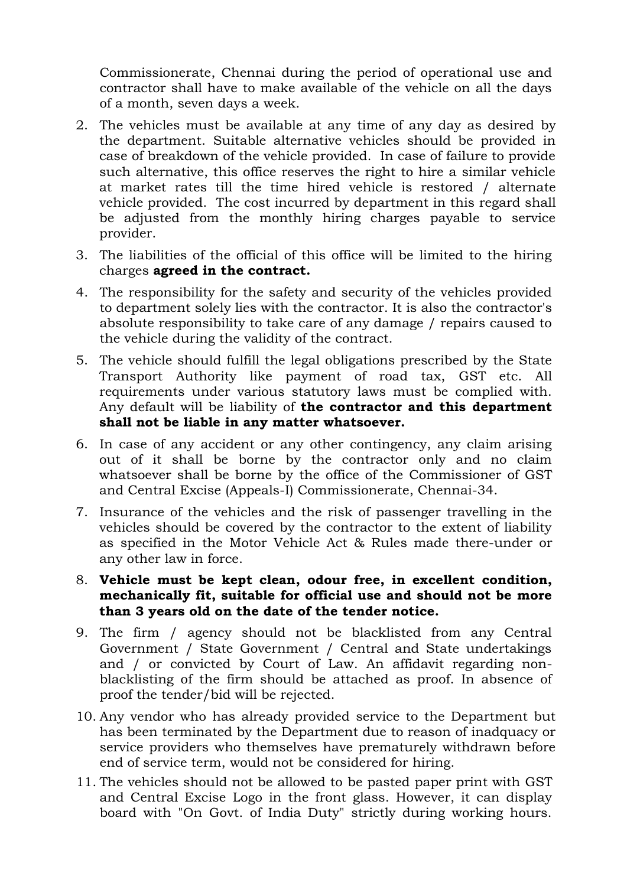Commissionerate, Chennai during the period of operational use and contractor shall have to make available of the vehicle on all the days of a month, seven days a week.

2. The vehicles must be available at any time of any day as desired by the department. Suitable alternative vehicles should be provided in case of breakdown of the vehicle provided. In case of failure to provide such alternative, this office reserves the right to hire a similar vehicle at market rates till the time hired vehicle is restored / alternate vehicle provided. The cost incurred by department in this regard shall be adjusted from the monthly hiring charges payable to service provider.
3. The liabilities of the official of this office will be limited to the hiring charges **agreed in the contract.**
4. The responsibility for the safety and security of the vehicles provided to department solely lies with the contractor. It is also the contractor's absolute responsibility to take care of any damage / repairs caused to the vehicle during the validity of the contract.
5. The vehicle should fulfill the legal obligations prescribed by the State Transport Authority like payment of road tax, GST etc. All requirements under various statutory laws must be complied with. Any default will be liability of **the contractor and this department shall not be liable in any matter whatsoever.**
6. In case of any accident or any other contingency, any claim arising out of it shall be borne by the contractor only and no claim whatsoever shall be borne by the office of the Commissioner of GST and Central Excise (Appeals-I) Commissionerate, Chennai-34.
7. Insurance of the vehicles and the risk of passenger travelling in the vehicles should be covered by the contractor to the extent of liability as specified in the Motor Vehicle Act & Rules made there-under or any other law in force.
8. **Vehicle must be kept clean, odour free, in excellent condition, mechanically fit, suitable for official use and should not be more than 3 years old on the date of the tender notice.**
9. The firm / agency should not be blacklisted from any Central Government / State Government / Central and State undertakings and / or convicted by Court of Law. An affidavit regarding non-blacklisting of the firm should be attached as proof. In absence of proof the tender/bid will be rejected.
10. Any vendor who has already provided service to the Department but has been terminated by the Department due to reason of inadquacy or service providers who themselves have prematurely withdrawn before end of service term, would not be considered for hiring.
11. The vehicles should not be allowed to be pasted paper print with GST and Central Excise Logo in the front glass. However, it can display board with "On Govt. of India Duty" strictly during working hours.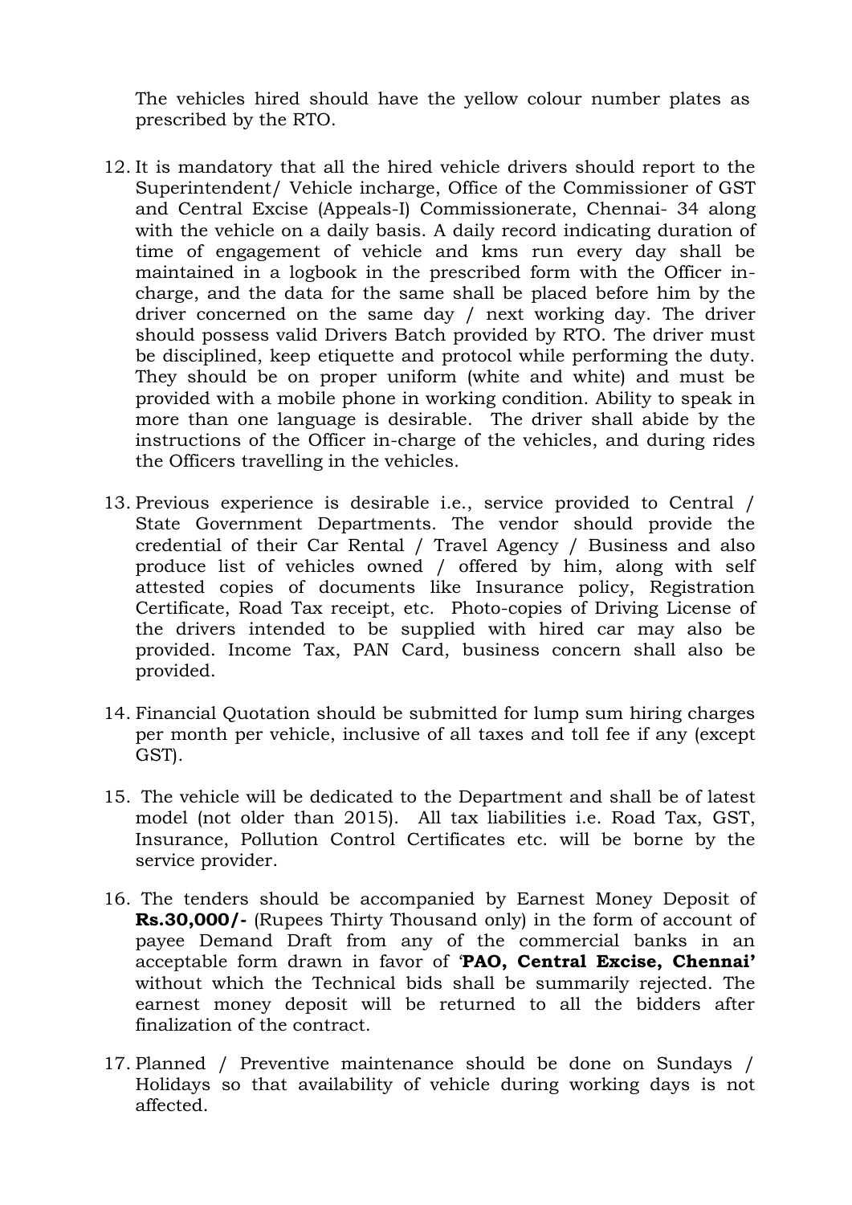The vehicles hired should have the yellow colour number plates as prescribed by the RTO.

12. It is mandatory that all the hired vehicle drivers should report to the Superintendent/ Vehicle incharge, Office of the Commissioner of GST and Central Excise (Appeals-I) Commissionerate, Chennai- 34 along with the vehicle on a daily basis. A daily record indicating duration of time of engagement of vehicle and kms run every day shall be maintained in a logbook in the prescribed form with the Officer in-charge, and the data for the same shall be placed before him by the driver concerned on the same day / next working day. The driver should possess valid Drivers Batch provided by RTO. The driver must be disciplined, keep etiquette and protocol while performing the duty. They should be on proper uniform (white and white) and must be provided with a mobile phone in working condition. Ability to speak in more than one language is desirable. The driver shall abide by the instructions of the Officer in-charge of the vehicles, and during rides the Officers travelling in the vehicles.

13. Previous experience is desirable i.e., service provided to Central / State Government Departments. The vendor should provide the credential of their Car Rental / Travel Agency / Business and also produce list of vehicles owned / offered by him, along with self attested copies of documents like Insurance policy, Registration Certificate, Road Tax receipt, etc. Photo-copies of Driving License of the drivers intended to be supplied with hired car may also be provided. Income Tax, PAN Card, business concern shall also be provided.

14. Financial Quotation should be submitted for lump sum hiring charges per month per vehicle, inclusive of all taxes and toll fee if any (except GST).

15. The vehicle will be dedicated to the Department and shall be of latest model (not older than 2015). All tax liabilities i.e. Road Tax, GST, Insurance, Pollution Control Certificates etc. will be borne by the service provider.

16. The tenders should be accompanied by Earnest Money Deposit of **Rs.30,000/-** (Rupees Thirty Thousand only) in the form of account of payee Demand Draft from any of the commercial banks in an acceptable form drawn in favor of '**PAO, Central Excise, Chennai'** without which the Technical bids shall be summarily rejected. The earnest money deposit will be returned to all the bidders after finalization of the contract.

17. Planned / Preventive maintenance should be done on Sundays / Holidays so that availability of vehicle during working days is not affected.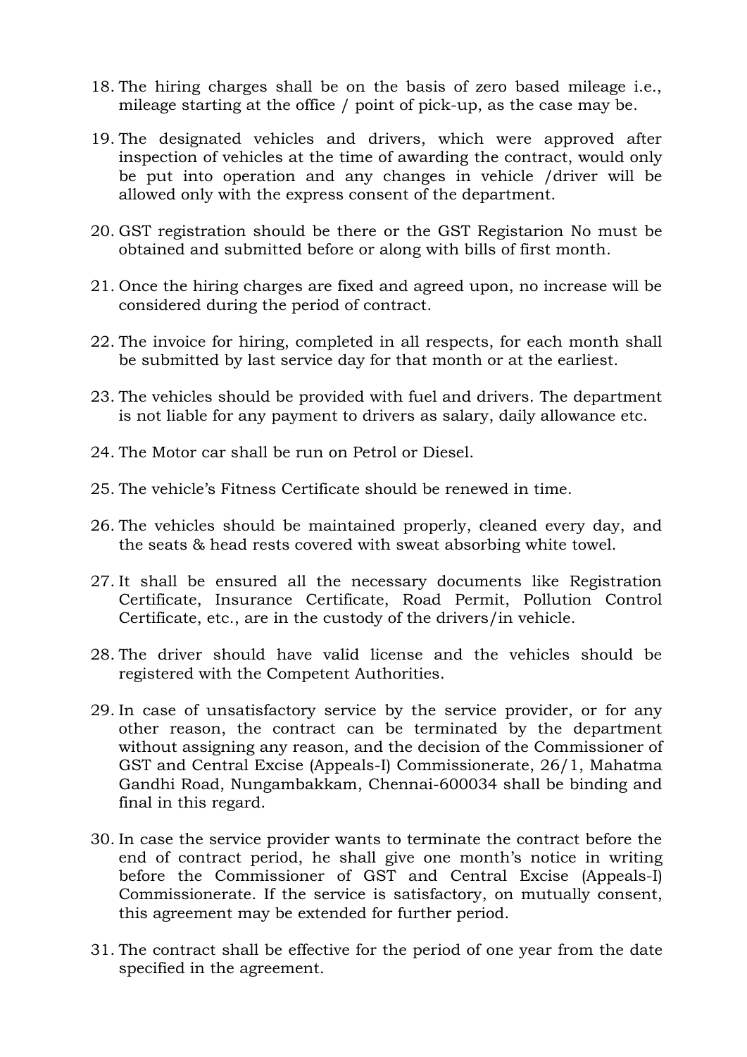18. The hiring charges shall be on the basis of zero based mileage i.e., mileage starting at the office / point of pick-up, as the case may be.

19. The designated vehicles and drivers, which were approved after inspection of vehicles at the time of awarding the contract, would only be put into operation and any changes in vehicle /driver will be allowed only with the express consent of the department.

20. GST registration should be there or the GST Registarion No must be obtained and submitted before or along with bills of first month.

21. Once the hiring charges are fixed and agreed upon, no increase will be considered during the period of contract.

22. The invoice for hiring, completed in all respects, for each month shall be submitted by last service day for that month or at the earliest.

23. The vehicles should be provided with fuel and drivers. The department is not liable for any payment to drivers as salary, daily allowance etc.

24. The Motor car shall be run on Petrol or Diesel.

25. The vehicle's Fitness Certificate should be renewed in time.

26. The vehicles should be maintained properly, cleaned every day, and the seats & head rests covered with sweat absorbing white towel.

27. It shall be ensured all the necessary documents like Registration Certificate, Insurance Certificate, Road Permit, Pollution Control Certificate, etc., are in the custody of the drivers/in vehicle.

28. The driver should have valid license and the vehicles should be registered with the Competent Authorities.

29. In case of unsatisfactory service by the service provider, or for any other reason, the contract can be terminated by the department without assigning any reason, and the decision of the Commissioner of GST and Central Excise (Appeals-I) Commissionerate, 26/1, Mahatma Gandhi Road, Nungambakkam, Chennai-600034 shall be binding and final in this regard.

30. In case the service provider wants to terminate the contract before the end of contract period, he shall give one month's notice in writing before the Commissioner of GST and Central Excise (Appeals-I) Commissionerate. If the service is satisfactory, on mutually consent, this agreement may be extended for further period.

31. The contract shall be effective for the period of one year from the date specified in the agreement.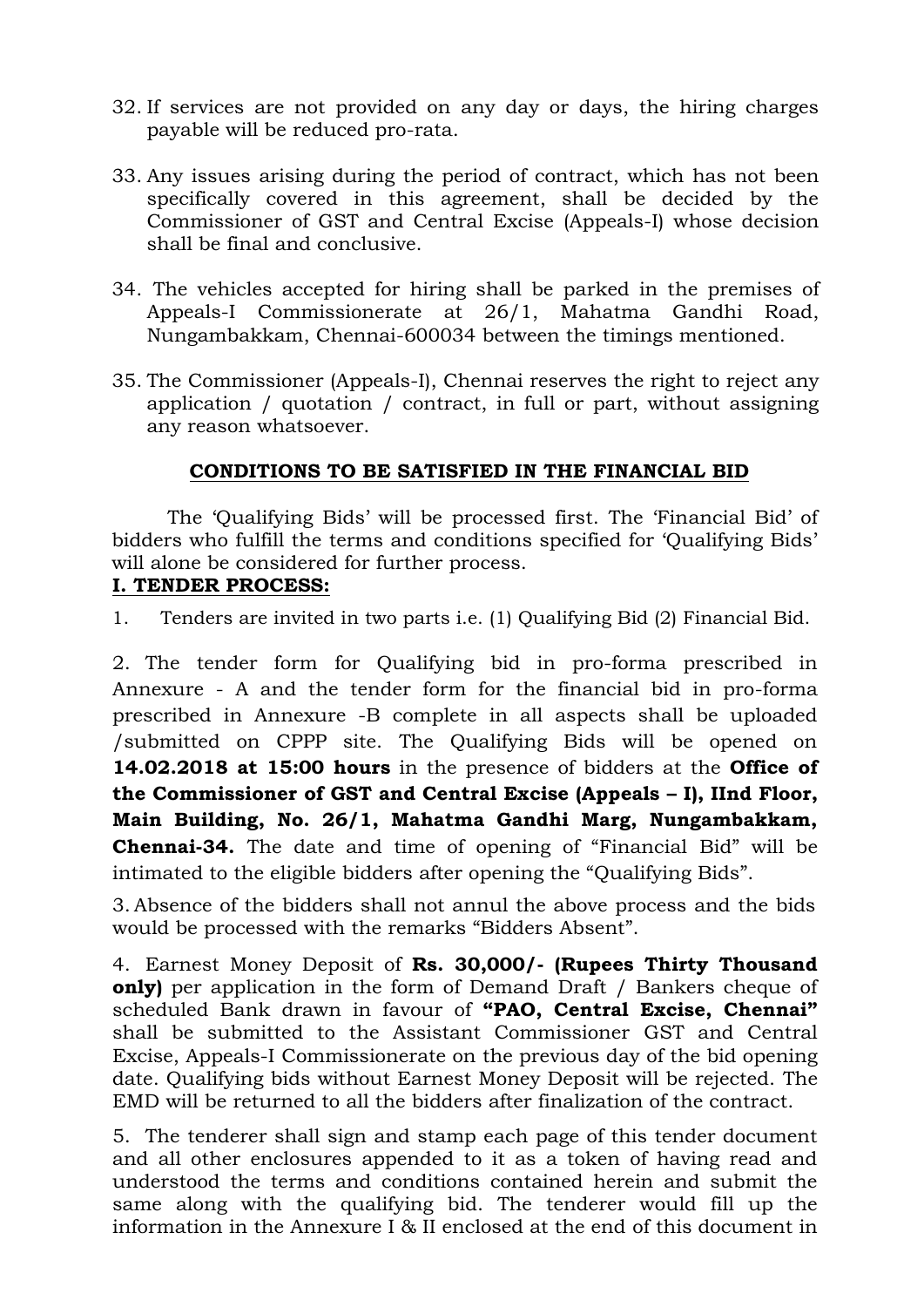32. If services are not provided on any day or days, the hiring charges payable will be reduced pro-rata.

33. Any issues arising during the period of contract, which has not been specifically covered in this agreement, shall be decided by the Commissioner of GST and Central Excise (Appeals-I) whose decision shall be final and conclusive.

34. The vehicles accepted for hiring shall be parked in the premises of Appeals-I Commissionerate at 26/1, Mahatma Gandhi Road, Nungambakkam, Chennai-600034 between the timings mentioned.

35. The Commissioner (Appeals-I), Chennai reserves the right to reject any application / quotation / contract, in full or part, without assigning any reason whatsoever.

## CONDITIONS TO BE SATISFIED IN THE FINANCIAL BID

The 'Qualifying Bids' will be processed first. The 'Financial Bid' of bidders who fulfill the terms and conditions specified for 'Qualifying Bids' will alone be considered for further process.

### I. TENDER PROCESS:

1. Tenders are invited in two parts i.e. (1) Qualifying Bid (2) Financial Bid.

2. The tender form for Qualifying bid in pro-forma prescribed in Annexure - A and the tender form for the financial bid in pro-forma prescribed in Annexure -B complete in all aspects shall be uploaded /submitted on CPPP site. The Qualifying Bids will be opened on **14.02.2018 at 15:00 hours** in the presence of bidders at the **Office of the Commissioner of GST and Central Excise (Appeals – I), IInd Floor, Main Building, No. 26/1, Mahatma Gandhi Marg, Nungambakkam, Chennai-34.** The date and time of opening of "Financial Bid" will be intimated to the eligible bidders after opening the "Qualifying Bids".

3. Absence of the bidders shall not annul the above process and the bids would be processed with the remarks "Bidders Absent".

4. Earnest Money Deposit of **Rs. 30,000/- (Rupees Thirty Thousand only)** per application in the form of Demand Draft / Bankers cheque of scheduled Bank drawn in favour of **"PAO, Central Excise, Chennai"** shall be submitted to the Assistant Commissioner GST and Central Excise, Appeals-I Commissionerate on the previous day of the bid opening date. Qualifying bids without Earnest Money Deposit will be rejected. The EMD will be returned to all the bidders after finalization of the contract.

5. The tenderer shall sign and stamp each page of this tender document and all other enclosures appended to it as a token of having read and understood the terms and conditions contained herein and submit the same along with the qualifying bid. The tenderer would fill up the information in the Annexure I & II enclosed at the end of this document in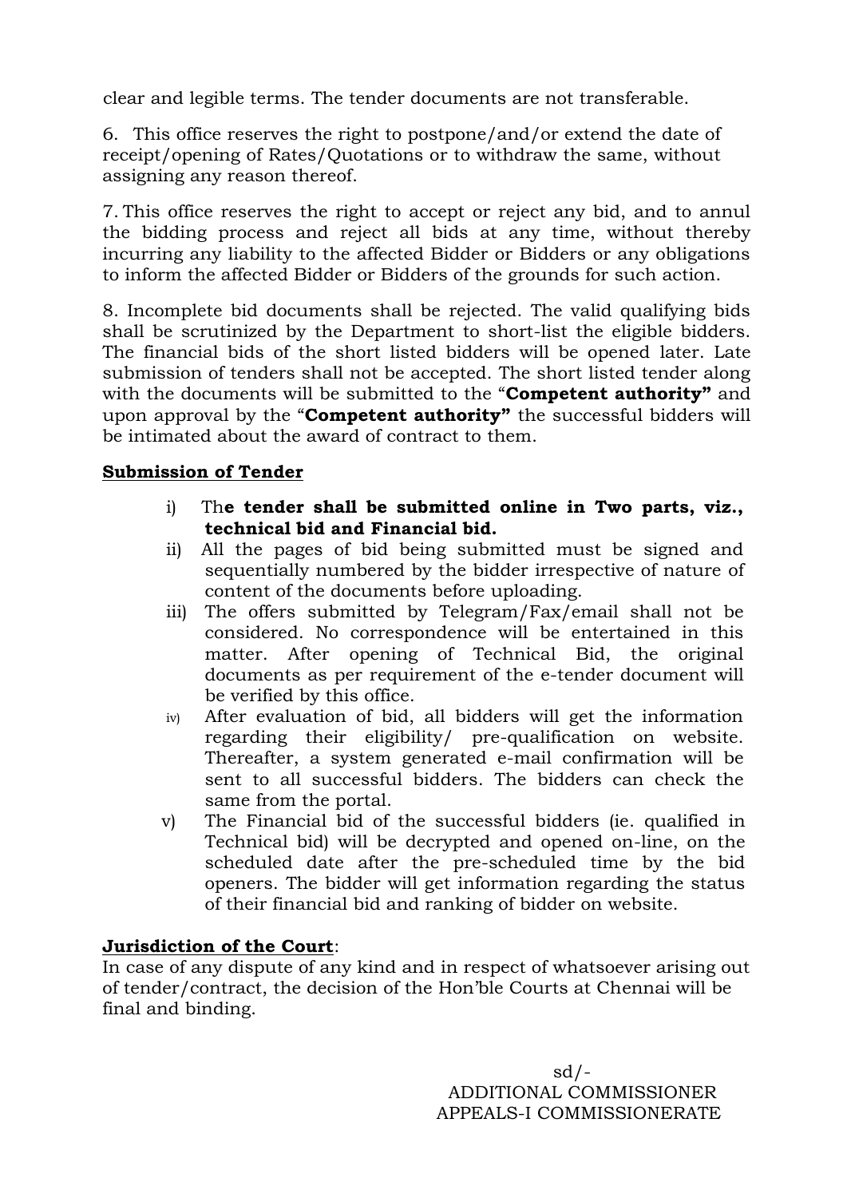clear and legible terms. The tender documents are not transferable.

6. This office reserves the right to postpone/and/or extend the date of receipt/opening of Rates/Quotations or to withdraw the same, without assigning any reason thereof.

7. This office reserves the right to accept or reject any bid, and to annul the bidding process and reject all bids at any time, without thereby incurring any liability to the affected Bidder or Bidders or any obligations to inform the affected Bidder or Bidders of the grounds for such action.

8. Incomplete bid documents shall be rejected. The valid qualifying bids shall be scrutinized by the Department to short-list the eligible bidders. The financial bids of the short listed bidders will be opened later. Late submission of tenders shall not be accepted. The short listed tender along with the documents will be submitted to the "**Competent authority"** and upon approval by the "**Competent authority"** the successful bidders will be intimated about the award of contract to them.

**Submission of Tender**

i) Th**e tender shall be submitted online in Two parts, viz., technical bid and Financial bid.**
ii) All the pages of bid being submitted must be signed and sequentially numbered by the bidder irrespective of nature of content of the documents before uploading.
iii) The offers submitted by Telegram/Fax/email shall not be considered. No correspondence will be entertained in this matter. After opening of Technical Bid, the original documents as per requirement of the e-tender document will be verified by this office.
iv) After evaluation of bid, all bidders will get the information regarding their eligibility/ pre-qualification on website. Thereafter, a system generated e-mail confirmation will be sent to all successful bidders. The bidders can check the same from the portal.
v) The Financial bid of the successful bidders (ie. qualified in Technical bid) will be decrypted and opened on-line, on the scheduled date after the pre-scheduled time by the bid openers. The bidder will get information regarding the status of their financial bid and ranking of bidder on website.

**Jurisdiction of the Court**:
In case of any dispute of any kind and in respect of whatsoever arising out of tender/contract, the decision of the Hon'ble Courts at Chennai will be final and binding.

sd/-
ADDITIONAL COMMISSIONER
APPEALS-I COMMISSIONERATE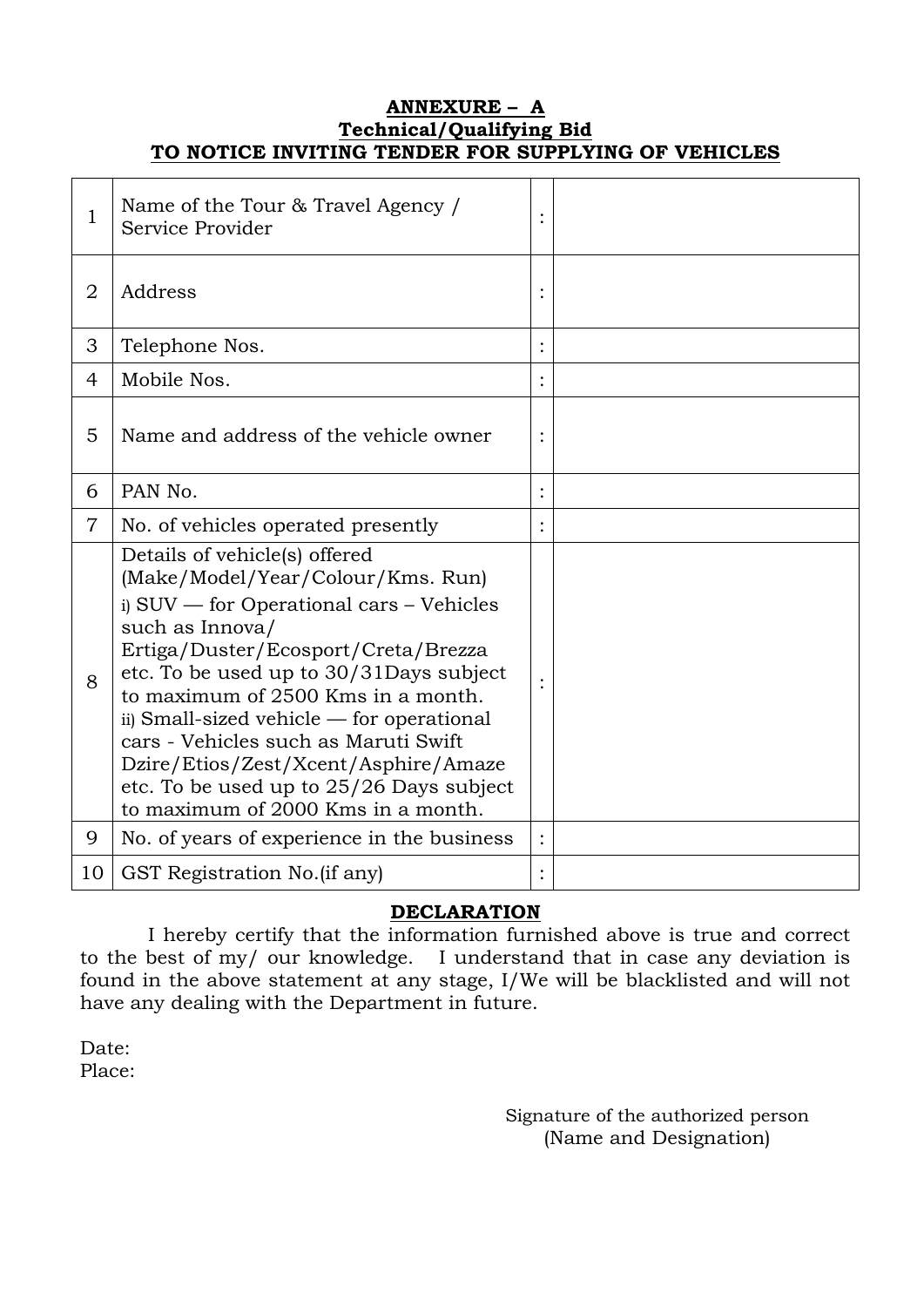**ANNEXURE – A**
**Technical/Qualifying Bid**
**TO NOTICE INVITING TENDER FOR SUPPLYING OF VEHICLES**

| | | | |
|---|---|---|---|
| 1 | Name of the Tour & Travel Agency / Service Provider | : | |
| 2 | Address | : | |
| 3 | Telephone Nos. | : | |
| 4 | Mobile Nos. | : | |
| 5 | Name and address of the vehicle owner | : | |
| 6 | PAN No. | : | |
| 7 | No. of vehicles operated presently | : | |
| 8 | Details of vehicle(s) offered (Make/Model/Year/Colour/Kms. Run)<br>i) SUV — for Operational cars – Vehicles such as Innova/ Ertiga/Duster/Ecosport/Creta/Brezza etc. To be used up to 30/31Days subject to maximum of 2500 Kms in a month.<br>ii) Small-sized vehicle — for operational cars - Vehicles such as Maruti Swift Dzire/Etios/Zest/Xcent/Asphire/Amaze etc. To be used up to 25/26 Days subject to maximum of 2000 Kms in a month. | : | |
| 9 | No. of years of experience in the business | : | |
| 10 | GST Registration No.(if any) | : | |

**DECLARATION**

I hereby certify that the information furnished above is true and correct to the best of my/ our knowledge. I understand that in case any deviation is found in the above statement at any stage, I/We will be blacklisted and will not have any dealing with the Department in future.

Date:
Place:

Signature of the authorized person
(Name and Designation)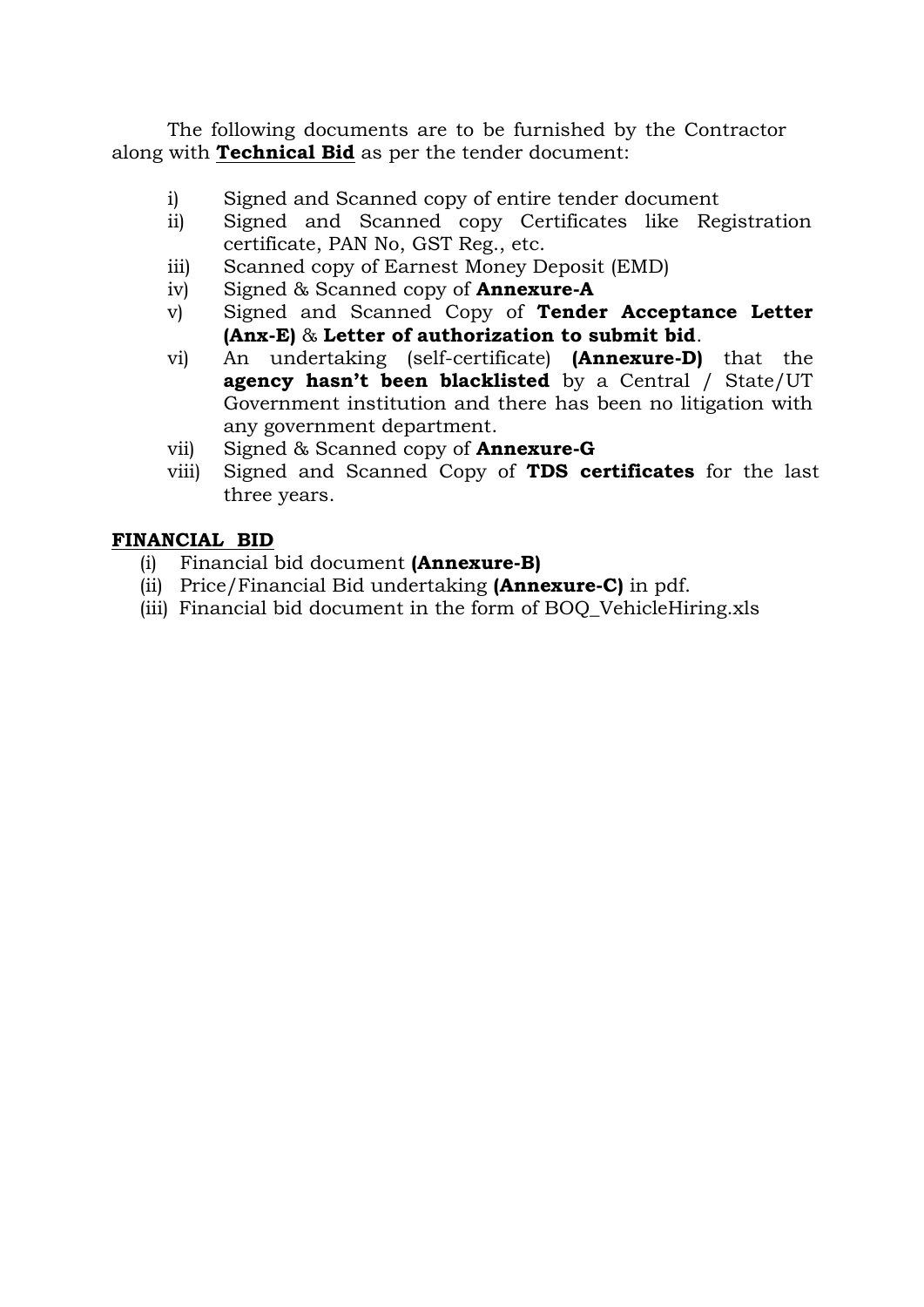The following documents are to be furnished by the Contractor along with **Technical Bid** as per the tender document:

i) Signed and Scanned copy of entire tender document
ii) Signed and Scanned copy Certificates like Registration certificate, PAN No, GST Reg., etc.
iii) Scanned copy of Earnest Money Deposit (EMD)
iv) Signed & Scanned copy of **Annexure-A**
v) Signed and Scanned Copy of **Tender Acceptance Letter (Anx-E)** & **Letter of authorization to submit bid**.
vi) An undertaking (self-certificate) **(Annexure-D)** that the **agency hasn't been blacklisted** by a Central / State/UT Government institution and there has been no litigation with any government department.
vii) Signed & Scanned copy of **Annexure-G**
viii) Signed and Scanned Copy of **TDS certificates** for the last three years.

**FINANCIAL BID**

(i) Financial bid document **(Annexure-B)**
(ii) Price/Financial Bid undertaking **(Annexure-C)** in pdf.
(iii) Financial bid document in the form of BOQ_VehicleHiring.xls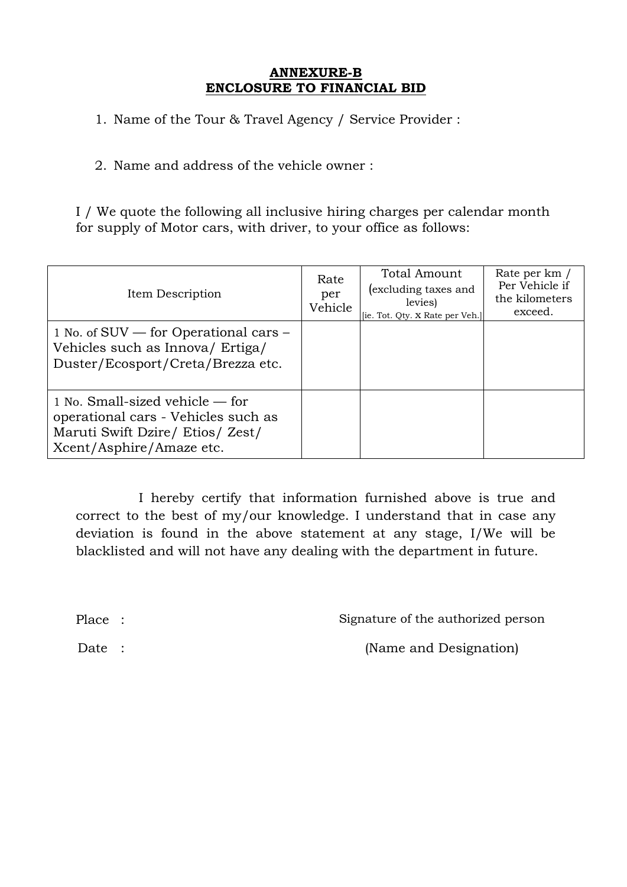**ANNEXURE-B**
**ENCLOSURE TO FINANCIAL BID**

1. Name of the Tour & Travel Agency / Service Provider :

2. Name and address of the vehicle owner :

I / We quote the following all inclusive hiring charges per calendar month for supply of Motor cars, with driver, to your office as follows:

| Item Description | Rate per Vehicle | Total Amount (excluding taxes and levies) [ie. Tot. Qty. x Rate per Veh.] | Rate per km / Per Vehicle if the kilometers exceed. |
|---|---|---|---|
| 1 No. of SUV — for Operational cars – Vehicles such as Innova/ Ertiga/ Duster/Ecosport/Creta/Brezza etc. | | | |
| 1 No. Small-sized vehicle — for operational cars - Vehicles such as Maruti Swift Dzire/ Etios/ Zest/ Xcent/Asphire/Amaze etc. | | | |

I hereby certify that information furnished above is true and correct to the best of my/our knowledge. I understand that in case any deviation is found in the above statement at any stage, I/We will be blacklisted and will not have any dealing with the department in future.

Place :

Date :

Signature of the authorized person

(Name and Designation)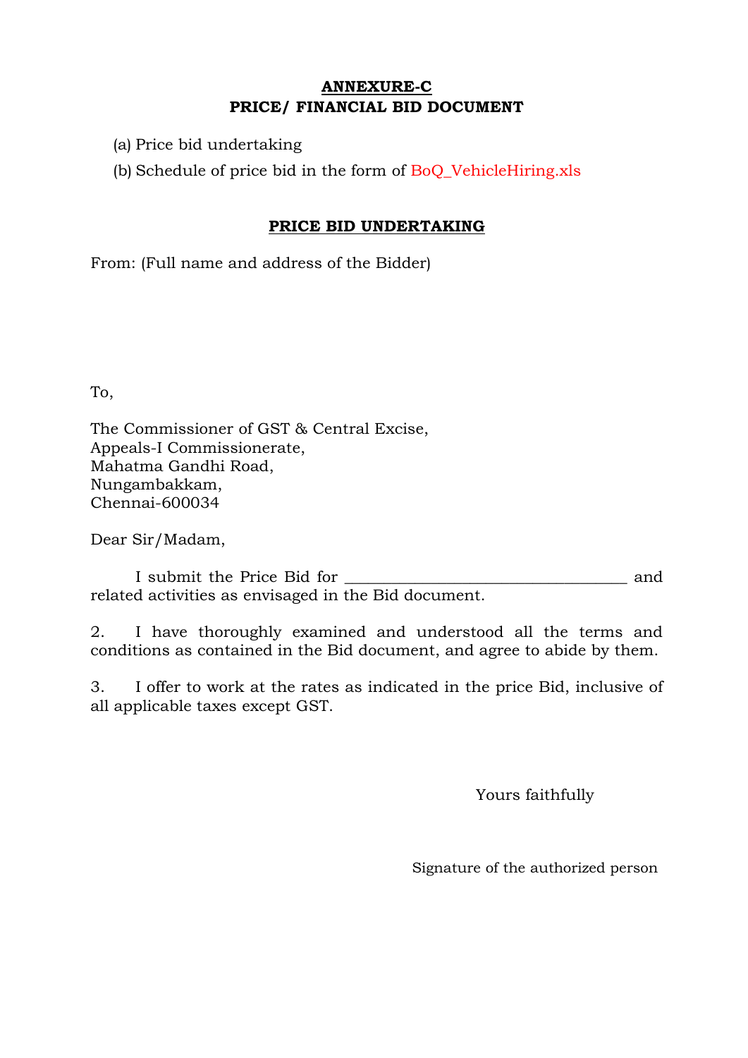**ANNEXURE-C**
**PRICE/ FINANCIAL BID DOCUMENT**

(a) Price bid undertaking

(b) Schedule of price bid in the form of BoQ_VehicleHiring.xls

**PRICE BID UNDERTAKING**

From: (Full name and address of the Bidder)

To,

The Commissioner of GST & Central Excise,
Appeals-I Commissionerate,
Mahatma Gandhi Road,
Nungambakkam,
Chennai-600034

Dear Sir/Madam,

I submit the Price Bid for ___________________________________ and related activities as envisaged in the Bid document.

2. I have thoroughly examined and understood all the terms and conditions as contained in the Bid document, and agree to abide by them.

3. I offer to work at the rates as indicated in the price Bid, inclusive of all applicable taxes except GST.

Yours faithfully

Signature of the authorized person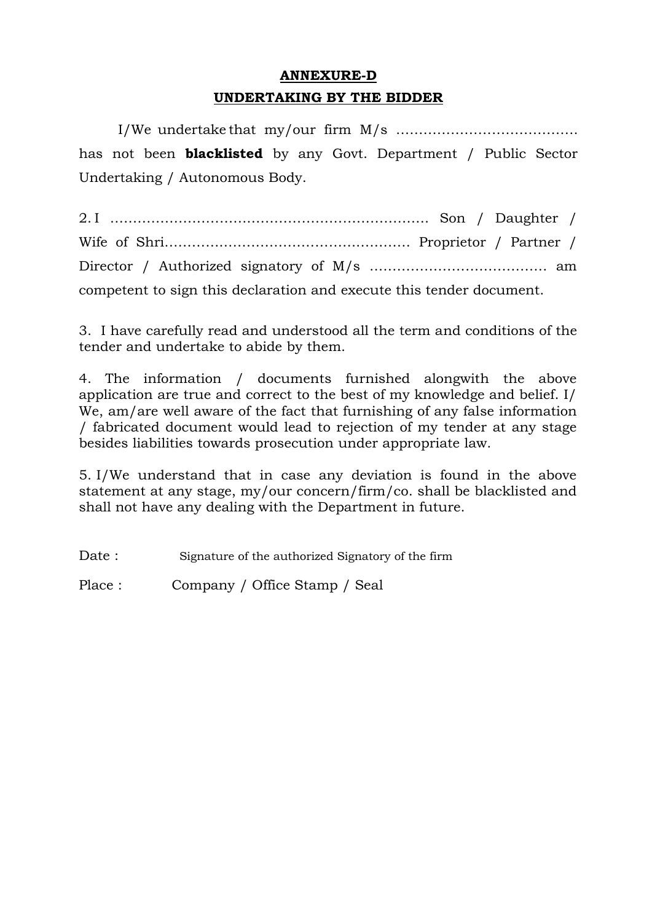## ANNEXURE-D

## UNDERTAKING BY THE BIDDER

I/We undertake that my/our firm M/s ………………………………… has not been **blacklisted** by any Govt. Department / Public Sector Undertaking / Autonomous Body.

2. I ……………………………………………………………. Son / Daughter / Wife of Shri……………………………………………… Proprietor / Partner / Director / Authorized signatory of M/s ………………………………… am competent to sign this declaration and execute this tender document.

3. I have carefully read and understood all the term and conditions of the tender and undertake to abide by them.

4. The information / documents furnished alongwith the above application are true and correct to the best of my knowledge and belief. I/ We, am/are well aware of the fact that furnishing of any false information / fabricated document would lead to rejection of my tender at any stage besides liabilities towards prosecution under appropriate law.

5. I/We understand that in case any deviation is found in the above statement at any stage, my/our concern/firm/co. shall be blacklisted and shall not have any dealing with the Department in future.

Date : Signature of the authorized Signatory of the firm

Place : Company / Office Stamp / Seal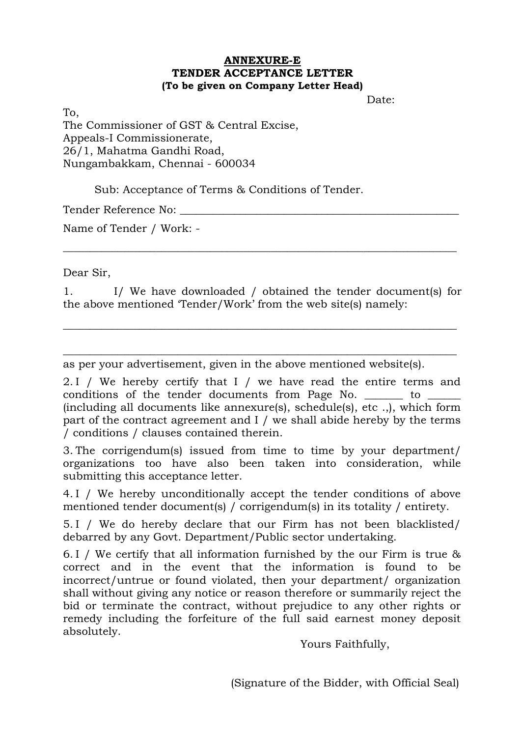**ANNEXURE-E**

**TENDER ACCEPTANCE LETTER**

**(To be given on Company Letter Head)**

Date:

To,
The Commissioner of GST & Central Excise,
Appeals-I Commissionerate,
26/1, Mahatma Gandhi Road,
Nungambakkam, Chennai - 600034

Sub: Acceptance of Terms & Conditions of Tender.

Tender Reference No: ____________________________________________________

Name of Tender / Work: -

______________________________________________________________________

Dear Sir,

1. I/ We have downloaded / obtained the tender document(s) for the above mentioned 'Tender/Work' from the web site(s) namely:

______________________________________________________________________

______________________________________________________________________

as per your advertisement, given in the above mentioned website(s).

2. I / We hereby certify that I / we have read the entire terms and conditions of the tender documents from Page No. _______ to ______ (including all documents like annexure(s), schedule(s), etc .,), which form part of the contract agreement and I / we shall abide hereby by the terms / conditions / clauses contained therein.

3. The corrigendum(s) issued from time to time by your department/ organizations too have also been taken into consideration, while submitting this acceptance letter.

4. I / We hereby unconditionally accept the tender conditions of above mentioned tender document(s) / corrigendum(s) in its totality / entirety.

5. I / We do hereby declare that our Firm has not been blacklisted/ debarred by any Govt. Department/Public sector undertaking.

6. I / We certify that all information furnished by the our Firm is true & correct and in the event that the information is found to be incorrect/untrue or found violated, then your department/ organization shall without giving any notice or reason therefore or summarily reject the bid or terminate the contract, without prejudice to any other rights or remedy including the forfeiture of the full said earnest money deposit absolutely.

Yours Faithfully,

(Signature of the Bidder, with Official Seal)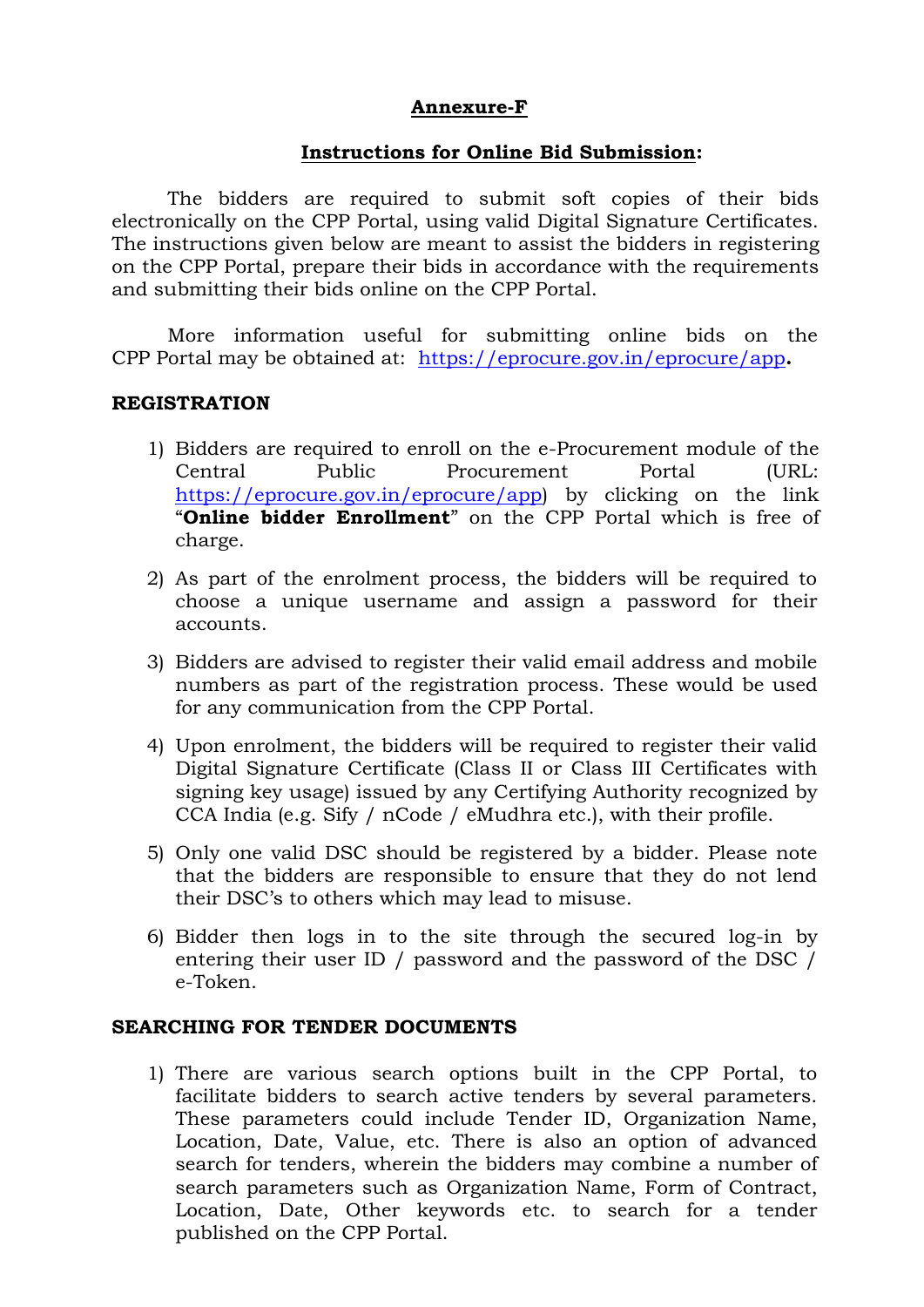## Annexure-F

### Instructions for Online Bid Submission:

The bidders are required to submit soft copies of their bids electronically on the CPP Portal, using valid Digital Signature Certificates. The instructions given below are meant to assist the bidders in registering on the CPP Portal, prepare their bids in accordance with the requirements and submitting their bids online on the CPP Portal.

More information useful for submitting online bids on the CPP Portal may be obtained at: https://eprocure.gov.in/eprocure/app**.**

### REGISTRATION

1) Bidders are required to enroll on the e-Procurement module of the Central Public Procurement Portal (URL: https://eprocure.gov.in/eprocure/app) by clicking on the link "**Online bidder Enrollment**" on the CPP Portal which is free of charge.

2) As part of the enrolment process, the bidders will be required to choose a unique username and assign a password for their accounts.

3) Bidders are advised to register their valid email address and mobile numbers as part of the registration process. These would be used for any communication from the CPP Portal.

4) Upon enrolment, the bidders will be required to register their valid Digital Signature Certificate (Class II or Class III Certificates with signing key usage) issued by any Certifying Authority recognized by CCA India (e.g. Sify / nCode / eMudhra etc.), with their profile.

5) Only one valid DSC should be registered by a bidder. Please note that the bidders are responsible to ensure that they do not lend their DSC's to others which may lead to misuse.

6) Bidder then logs in to the site through the secured log-in by entering their user ID / password and the password of the DSC / e-Token.

### SEARCHING FOR TENDER DOCUMENTS

1) There are various search options built in the CPP Portal, to facilitate bidders to search active tenders by several parameters. These parameters could include Tender ID, Organization Name, Location, Date, Value, etc. There is also an option of advanced search for tenders, wherein the bidders may combine a number of search parameters such as Organization Name, Form of Contract, Location, Date, Other keywords etc. to search for a tender published on the CPP Portal.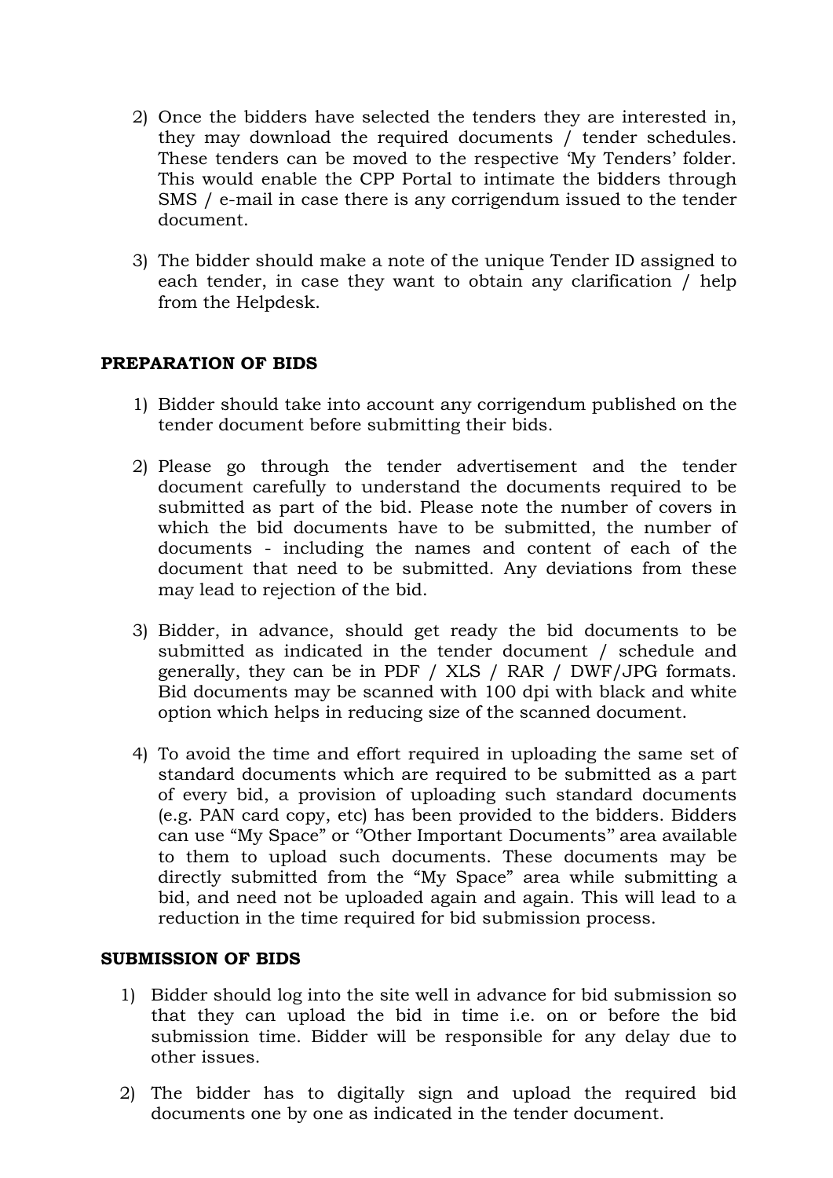2) Once the bidders have selected the tenders they are interested in, they may download the required documents / tender schedules. These tenders can be moved to the respective 'My Tenders' folder. This would enable the CPP Portal to intimate the bidders through SMS / e-mail in case there is any corrigendum issued to the tender document.

3) The bidder should make a note of the unique Tender ID assigned to each tender, in case they want to obtain any clarification / help from the Helpdesk.

**PREPARATION OF BIDS**

1) Bidder should take into account any corrigendum published on the tender document before submitting their bids.

2) Please go through the tender advertisement and the tender document carefully to understand the documents required to be submitted as part of the bid. Please note the number of covers in which the bid documents have to be submitted, the number of documents - including the names and content of each of the document that need to be submitted. Any deviations from these may lead to rejection of the bid.

3) Bidder, in advance, should get ready the bid documents to be submitted as indicated in the tender document / schedule and generally, they can be in PDF / XLS / RAR / DWF/JPG formats. Bid documents may be scanned with 100 dpi with black and white option which helps in reducing size of the scanned document.

4) To avoid the time and effort required in uploading the same set of standard documents which are required to be submitted as a part of every bid, a provision of uploading such standard documents (e.g. PAN card copy, etc) has been provided to the bidders. Bidders can use "My Space" or ''Other Important Documents" area available to them to upload such documents. These documents may be directly submitted from the "My Space" area while submitting a bid, and need not be uploaded again and again. This will lead to a reduction in the time required for bid submission process.

**SUBMISSION OF BIDS**

1) Bidder should log into the site well in advance for bid submission so that they can upload the bid in time i.e. on or before the bid submission time. Bidder will be responsible for any delay due to other issues.

2) The bidder has to digitally sign and upload the required bid documents one by one as indicated in the tender document.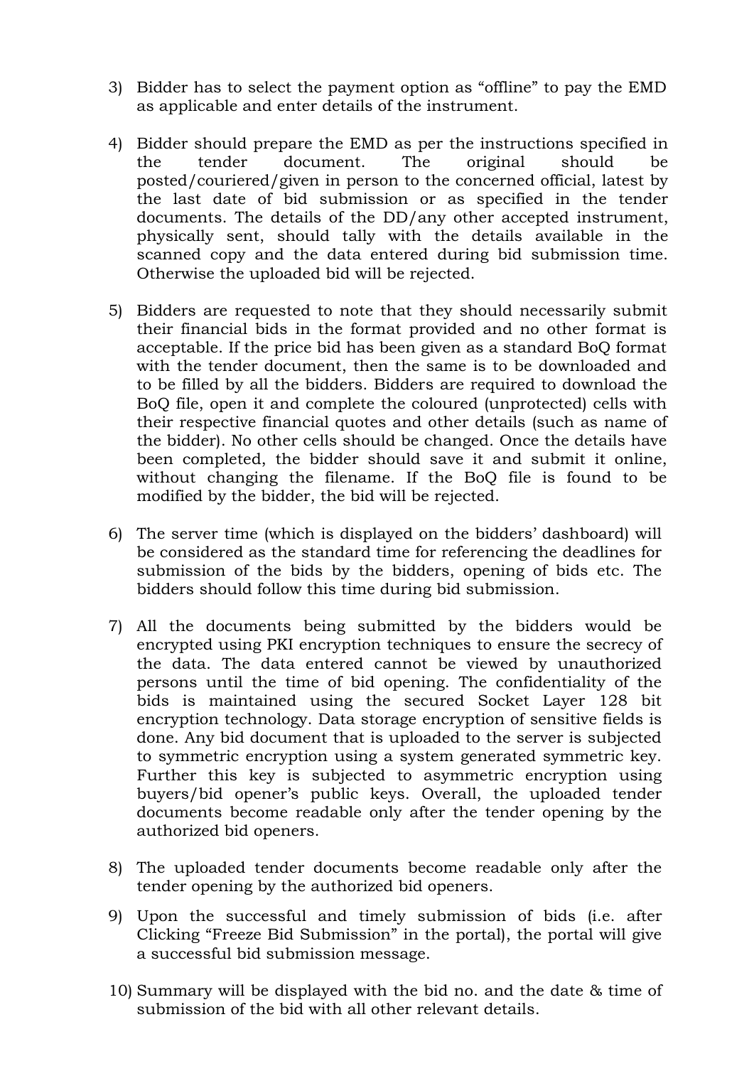3) Bidder has to select the payment option as "offline" to pay the EMD as applicable and enter details of the instrument.

4) Bidder should prepare the EMD as per the instructions specified in the tender document. The original should be posted/couriered/given in person to the concerned official, latest by the last date of bid submission or as specified in the tender documents. The details of the DD/any other accepted instrument, physically sent, should tally with the details available in the scanned copy and the data entered during bid submission time. Otherwise the uploaded bid will be rejected.

5) Bidders are requested to note that they should necessarily submit their financial bids in the format provided and no other format is acceptable. If the price bid has been given as a standard BoQ format with the tender document, then the same is to be downloaded and to be filled by all the bidders. Bidders are required to download the BoQ file, open it and complete the coloured (unprotected) cells with their respective financial quotes and other details (such as name of the bidder). No other cells should be changed. Once the details have been completed, the bidder should save it and submit it online, without changing the filename. If the BoQ file is found to be modified by the bidder, the bid will be rejected.

6) The server time (which is displayed on the bidders' dashboard) will be considered as the standard time for referencing the deadlines for submission of the bids by the bidders, opening of bids etc. The bidders should follow this time during bid submission.

7) All the documents being submitted by the bidders would be encrypted using PKI encryption techniques to ensure the secrecy of the data. The data entered cannot be viewed by unauthorized persons until the time of bid opening. The confidentiality of the bids is maintained using the secured Socket Layer 128 bit encryption technology. Data storage encryption of sensitive fields is done. Any bid document that is uploaded to the server is subjected to symmetric encryption using a system generated symmetric key. Further this key is subjected to asymmetric encryption using buyers/bid opener's public keys. Overall, the uploaded tender documents become readable only after the tender opening by the authorized bid openers.

8) The uploaded tender documents become readable only after the tender opening by the authorized bid openers.

9) Upon the successful and timely submission of bids (i.e. after Clicking "Freeze Bid Submission" in the portal), the portal will give a successful bid submission message.

10) Summary will be displayed with the bid no. and the date & time of submission of the bid with all other relevant details.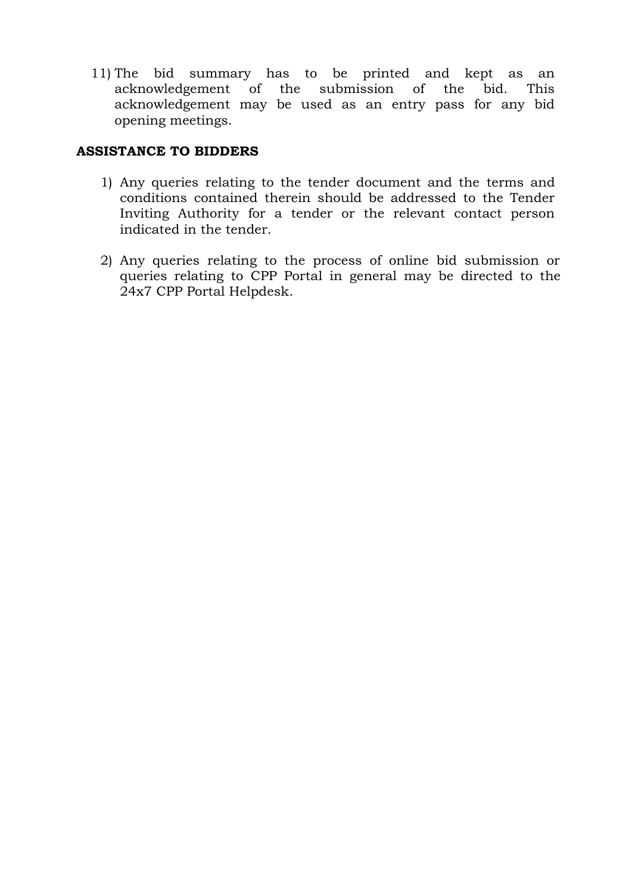11) The bid summary has to be printed and kept as an acknowledgement of the submission of the bid. This acknowledgement may be used as an entry pass for any bid opening meetings.

**ASSISTANCE TO BIDDERS**

1) Any queries relating to the tender document and the terms and conditions contained therein should be addressed to the Tender Inviting Authority for a tender or the relevant contact person indicated in the tender.

2) Any queries relating to the process of online bid submission or queries relating to CPP Portal in general may be directed to the 24x7 CPP Portal Helpdesk.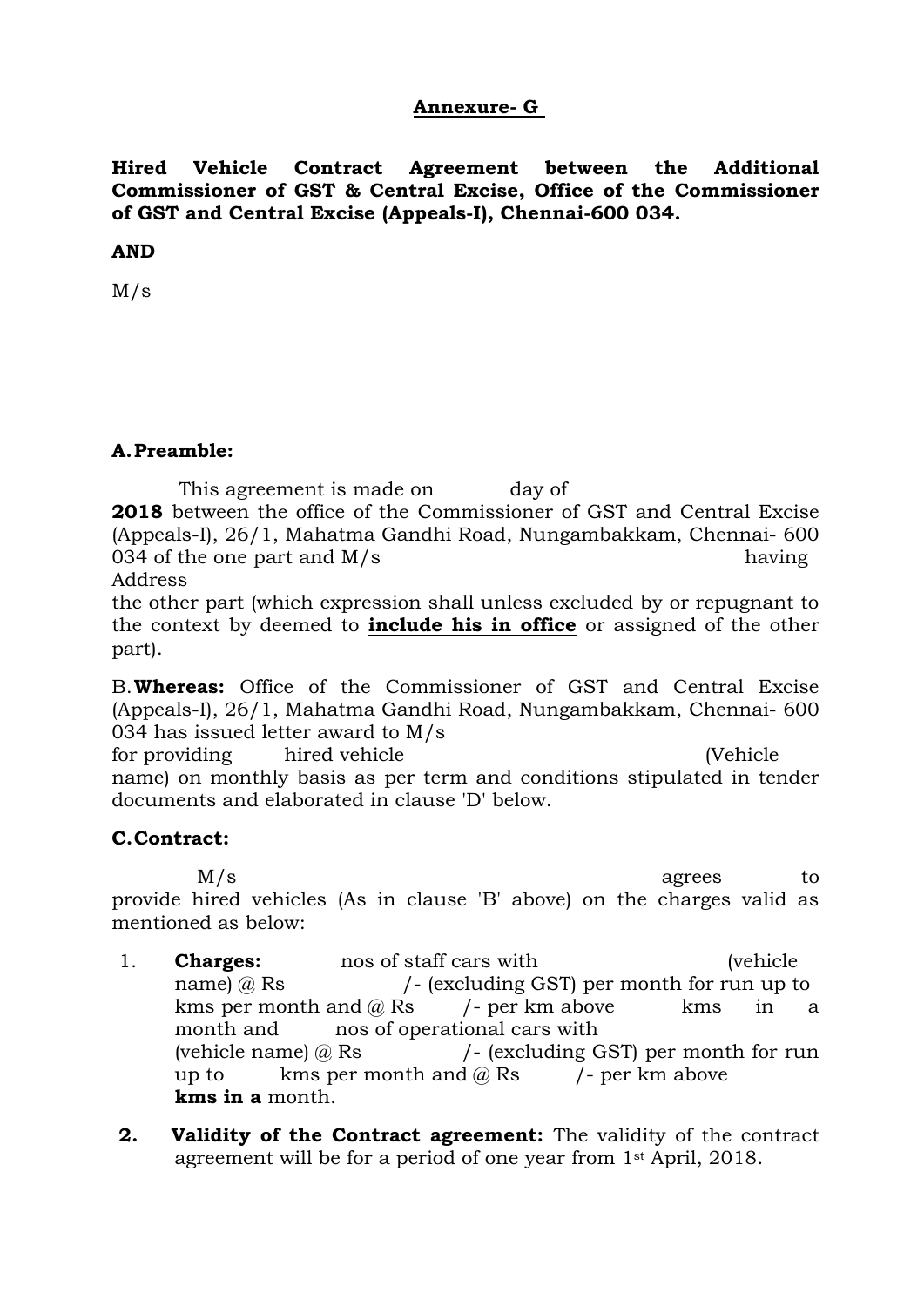**<u>Annexure- G</u>**

**Hired Vehicle Contract Agreement between the Additional Commissioner of GST & Central Excise, Office of the Commissioner of GST and Central Excise (Appeals-I), Chennai-600 034.**

**AND**

M/s

## A. Preamble:

This agreement is made on day of **2018** between the office of the Commissioner of GST and Central Excise (Appeals-I), 26/1, Mahatma Gandhi Road, Nungambakkam, Chennai- 600 034 of the one part and M/s having Address the other part (which expression shall unless excluded by or repugnant to the context by deemed to **<u>include his in office</u>** or assigned of the other part).

B. **Whereas:** Office of the Commissioner of GST and Central Excise (Appeals-I), 26/1, Mahatma Gandhi Road, Nungambakkam, Chennai- 600 034 has issued letter award to M/s for providing hired vehicle (Vehicle name) on monthly basis as per term and conditions stipulated in tender documents and elaborated in clause 'D' below.

## C. Contract:

M/s agrees to provide hired vehicles (As in clause 'B' above) on the charges valid as mentioned as below:

1. **Charges:** nos of staff cars with (vehicle name) @ Rs /- (excluding GST) per month for run up to kms per month and @ Rs /- per km above kms in a month and nos of operational cars with (vehicle name) @ Rs /- (excluding GST) per month for run up to kms per month and @ Rs /- per km above **kms in a** month.

2. **Validity of the Contract agreement:** The validity of the contract agreement will be for a period of one year from 1st April, 2018.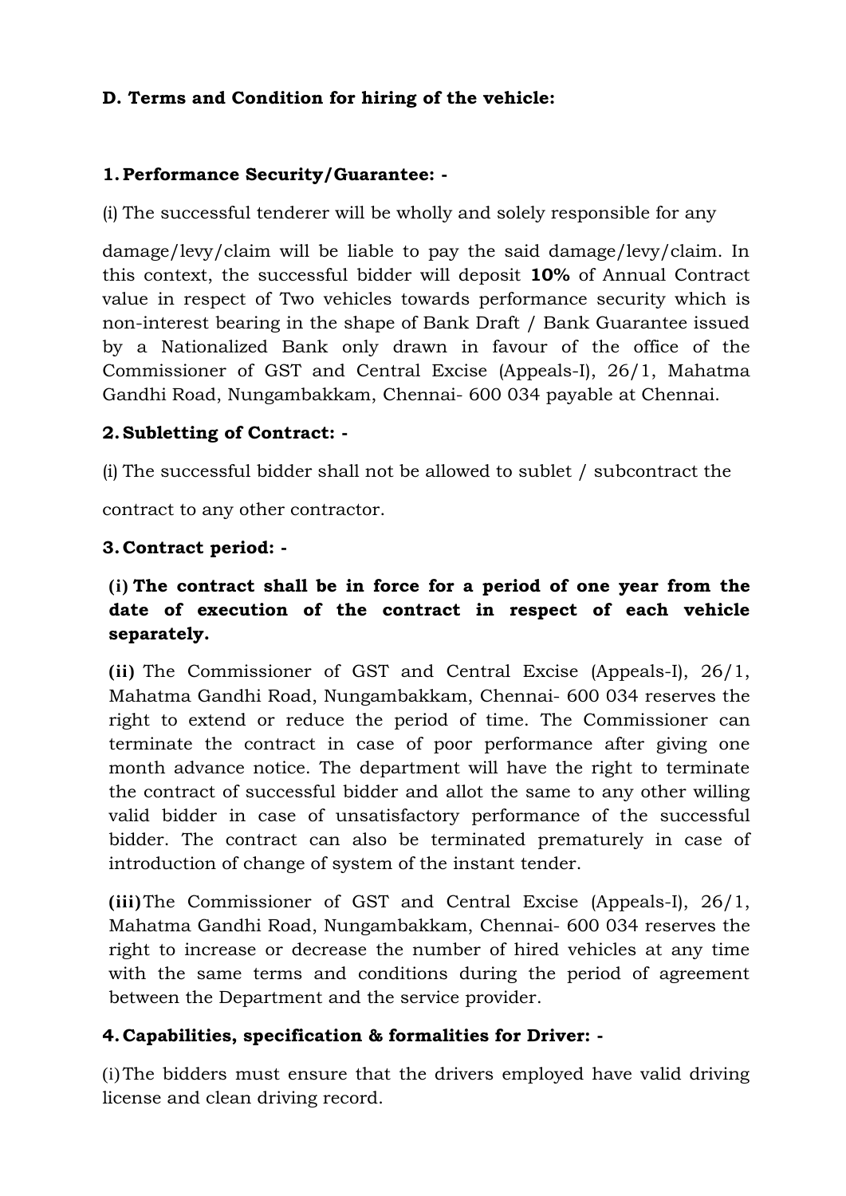**D. Terms and Condition for hiring of the vehicle:**

**1. Performance Security/Guarantee: -**

(i) The successful tenderer will be wholly and solely responsible for any

damage/levy/claim will be liable to pay the said damage/levy/claim. In this context, the successful bidder will deposit **10%** of Annual Contract value in respect of Two vehicles towards performance security which is non-interest bearing in the shape of Bank Draft / Bank Guarantee issued by a Nationalized Bank only drawn in favour of the office of the Commissioner of GST and Central Excise (Appeals-I), 26/1, Mahatma Gandhi Road, Nungambakkam, Chennai- 600 034 payable at Chennai.

**2. Subletting of Contract: -**

(i) The successful bidder shall not be allowed to sublet / subcontract the

contract to any other contractor.

**3. Contract period: -**

**(i) The contract shall be in force for a period of one year from the date of execution of the contract in respect of each vehicle separately.**

**(ii)** The Commissioner of GST and Central Excise (Appeals-I), 26/1, Mahatma Gandhi Road, Nungambakkam, Chennai- 600 034 reserves the right to extend or reduce the period of time. The Commissioner can terminate the contract in case of poor performance after giving one month advance notice. The department will have the right to terminate the contract of successful bidder and allot the same to any other willing valid bidder in case of unsatisfactory performance of the successful bidder. The contract can also be terminated prematurely in case of introduction of change of system of the instant tender.

**(iii)** The Commissioner of GST and Central Excise (Appeals-I), 26/1, Mahatma Gandhi Road, Nungambakkam, Chennai- 600 034 reserves the right to increase or decrease the number of hired vehicles at any time with the same terms and conditions during the period of agreement between the Department and the service provider.

**4. Capabilities, specification & formalities for Driver: -**

(i) The bidders must ensure that the drivers employed have valid driving license and clean driving record.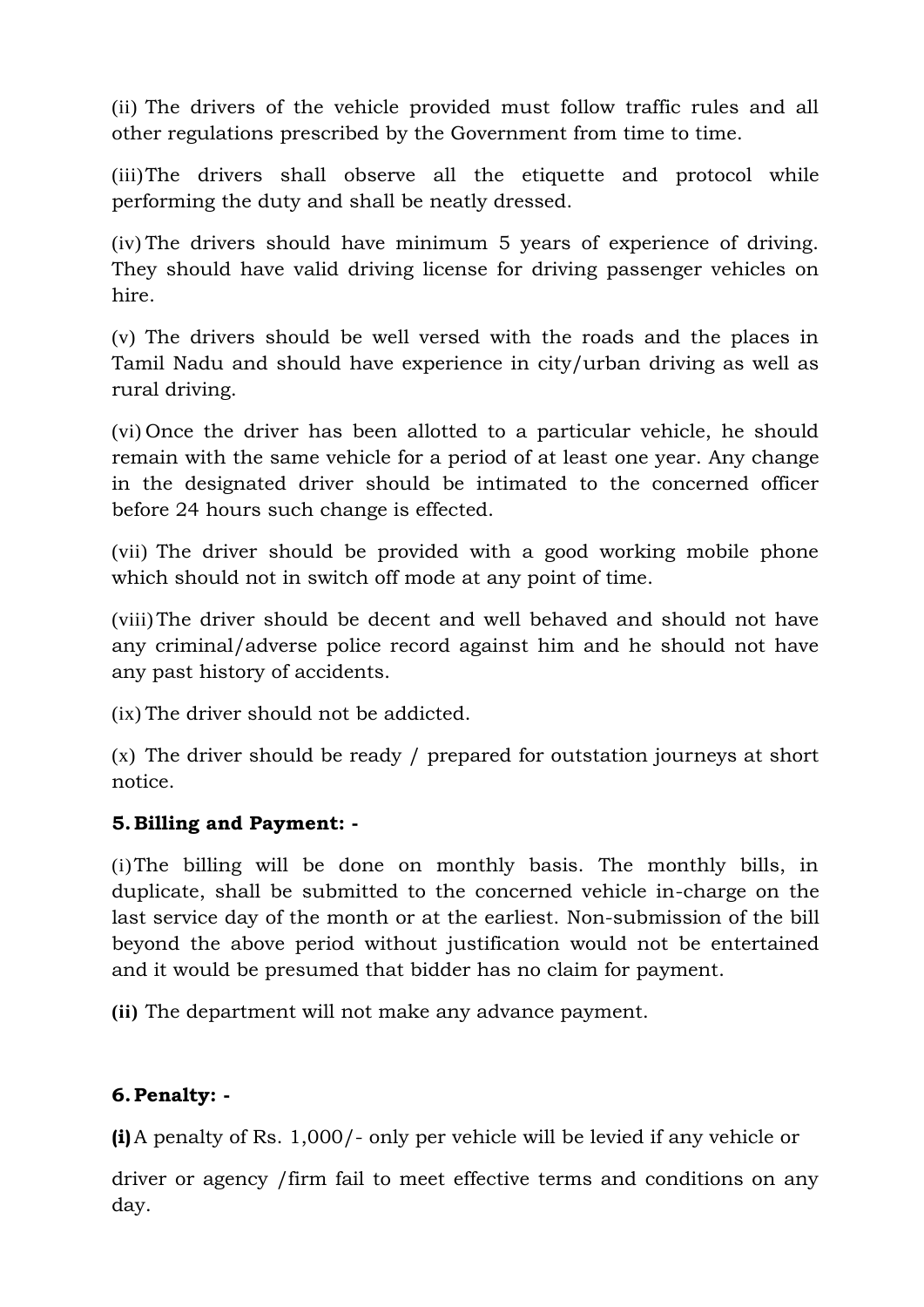(ii) The drivers of the vehicle provided must follow traffic rules and all other regulations prescribed by the Government from time to time.

(iii) The drivers shall observe all the etiquette and protocol while performing the duty and shall be neatly dressed.

(iv) The drivers should have minimum 5 years of experience of driving. They should have valid driving license for driving passenger vehicles on hire.

(v) The drivers should be well versed with the roads and the places in Tamil Nadu and should have experience in city/urban driving as well as rural driving.

(vi) Once the driver has been allotted to a particular vehicle, he should remain with the same vehicle for a period of at least one year. Any change in the designated driver should be intimated to the concerned officer before 24 hours such change is effected.

(vii) The driver should be provided with a good working mobile phone which should not in switch off mode at any point of time.

(viii) The driver should be decent and well behaved and should not have any criminal/adverse police record against him and he should not have any past history of accidents.

(ix) The driver should not be addicted.

(x) The driver should be ready / prepared for outstation journeys at short notice.

**5. Billing and Payment: -**

(i) The billing will be done on monthly basis. The monthly bills, in duplicate, shall be submitted to the concerned vehicle in-charge on the last service day of the month or at the earliest. Non-submission of the bill beyond the above period without justification would not be entertained and it would be presumed that bidder has no claim for payment.

**(ii)** The department will not make any advance payment.

**6. Penalty: -**

**(i)** A penalty of Rs. 1,000/- only per vehicle will be levied if any vehicle or driver or agency /firm fail to meet effective terms and conditions on any day.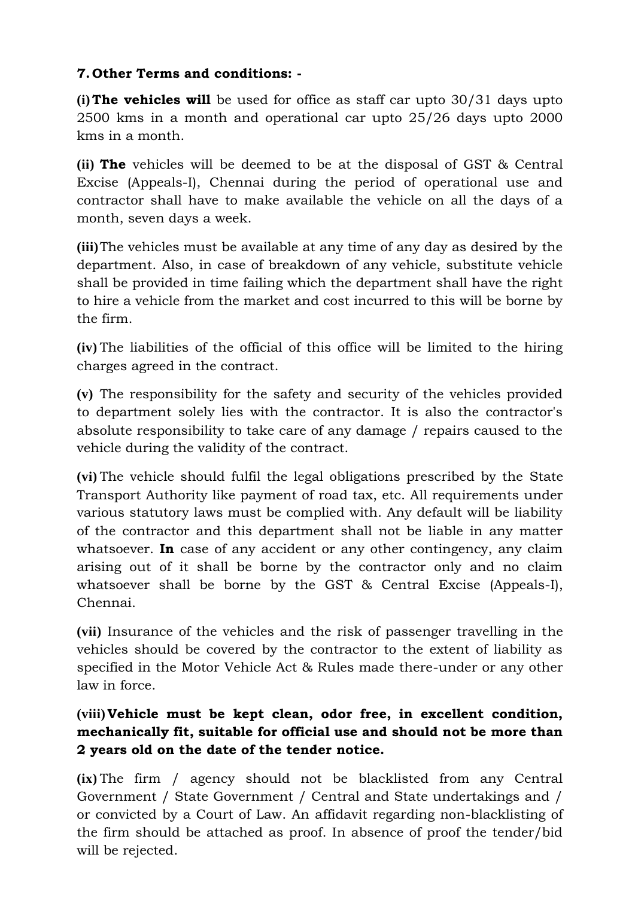**7. Other Terms and conditions: -**

**(i) The vehicles will** be used for office as staff car upto 30/31 days upto 2500 kms in a month and operational car upto 25/26 days upto 2000 kms in a month.

**(ii) The** vehicles will be deemed to be at the disposal of GST & Central Excise (Appeals-I), Chennai during the period of operational use and contractor shall have to make available the vehicle on all the days of a month, seven days a week.

**(iii)** The vehicles must be available at any time of any day as desired by the department. Also, in case of breakdown of any vehicle, substitute vehicle shall be provided in time failing which the department shall have the right to hire a vehicle from the market and cost incurred to this will be borne by the firm.

**(iv)** The liabilities of the official of this office will be limited to the hiring charges agreed in the contract.

**(v)** The responsibility for the safety and security of the vehicles provided to department solely lies with the contractor. It is also the contractor's absolute responsibility to take care of any damage / repairs caused to the vehicle during the validity of the contract.

**(vi)** The vehicle should fulfil the legal obligations prescribed by the State Transport Authority like payment of road tax, etc. All requirements under various statutory laws must be complied with. Any default will be liability of the contractor and this department shall not be liable in any matter whatsoever. **In** case of any accident or any other contingency, any claim arising out of it shall be borne by the contractor only and no claim whatsoever shall be borne by the GST & Central Excise (Appeals-I), Chennai.

**(vii)** Insurance of the vehicles and the risk of passenger travelling in the vehicles should be covered by the contractor to the extent of liability as specified in the Motor Vehicle Act & Rules made there-under or any other law in force.

**(viii) Vehicle must be kept clean, odor free, in excellent condition, mechanically fit, suitable for official use and should not be more than 2 years old on the date of the tender notice.**

**(ix)** The firm / agency should not be blacklisted from any Central Government / State Government / Central and State undertakings and / or convicted by a Court of Law. An affidavit regarding non-blacklisting of the firm should be attached as proof. In absence of proof the tender/bid will be rejected.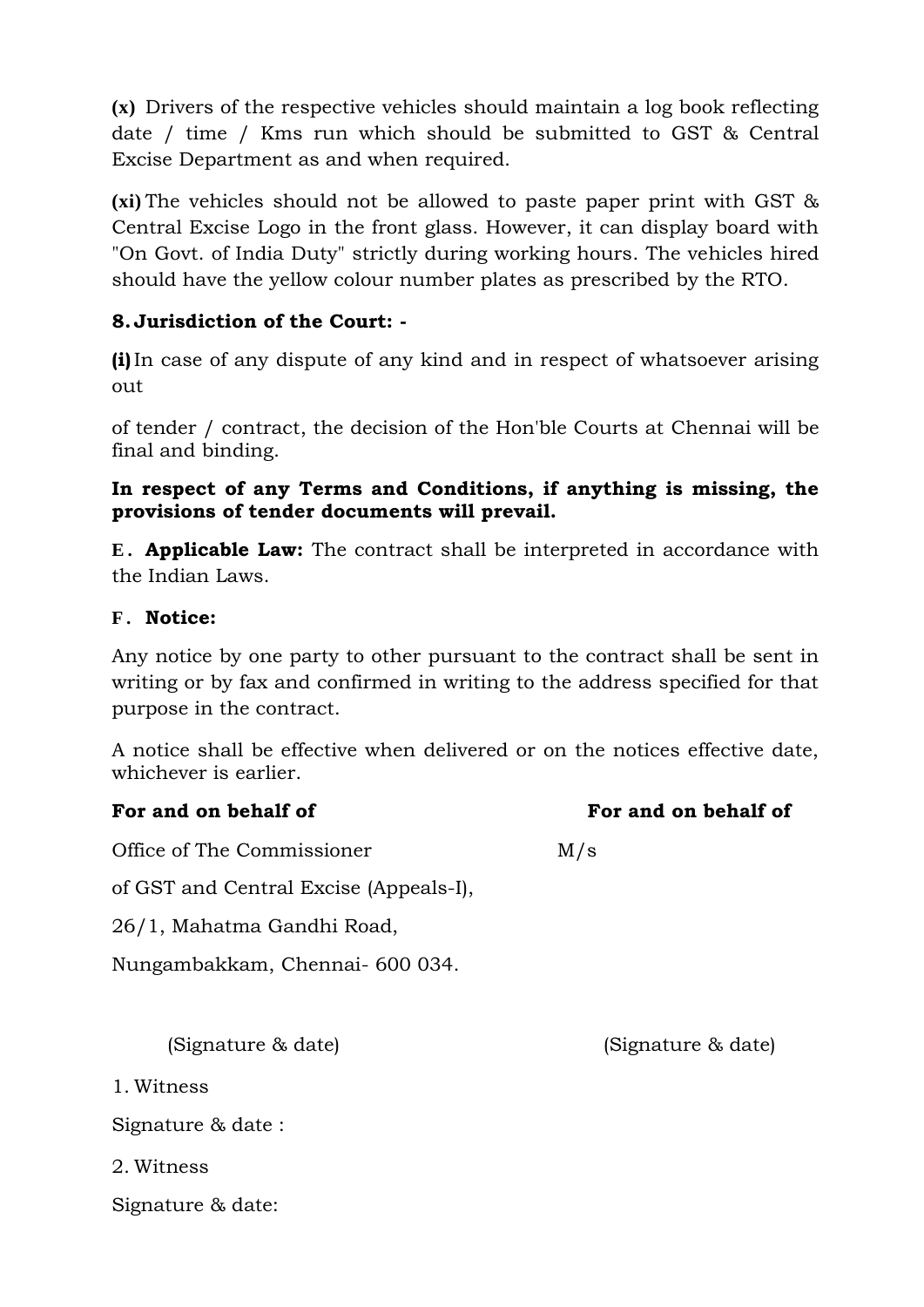**(x)** Drivers of the respective vehicles should maintain a log book reflecting date / time / Kms run which should be submitted to GST & Central Excise Department as and when required.

**(xi)** The vehicles should not be allowed to paste paper print with GST & Central Excise Logo in the front glass. However, it can display board with "On Govt. of India Duty" strictly during working hours. The vehicles hired should have the yellow colour number plates as prescribed by the RTO.

**8. Jurisdiction of the Court: -**

**(i)** In case of any dispute of any kind and in respect of whatsoever arising out

of tender / contract, the decision of the Hon'ble Courts at Chennai will be final and binding.

**In respect of any Terms and Conditions, if anything is missing, the provisions of tender documents will prevail.**

**E. Applicable Law:** The contract shall be interpreted in accordance with the Indian Laws.

**F. Notice:**

Any notice by one party to other pursuant to the contract shall be sent in writing or by fax and confirmed in writing to the address specified for that purpose in the contract.

A notice shall be effective when delivered or on the notices effective date, whichever is earlier.

| | |
|---|---|
| **For and on behalf of** | **For and on behalf of** |
| Office of The Commissioner | M/s |
| of GST and Central Excise (Appeals-I), | |
| 26/1, Mahatma Gandhi Road, | |
| Nungambakkam, Chennai- 600 034. | |
| (Signature & date) | (Signature & date) |

1. Witness

Signature & date :

2. Witness

Signature & date: